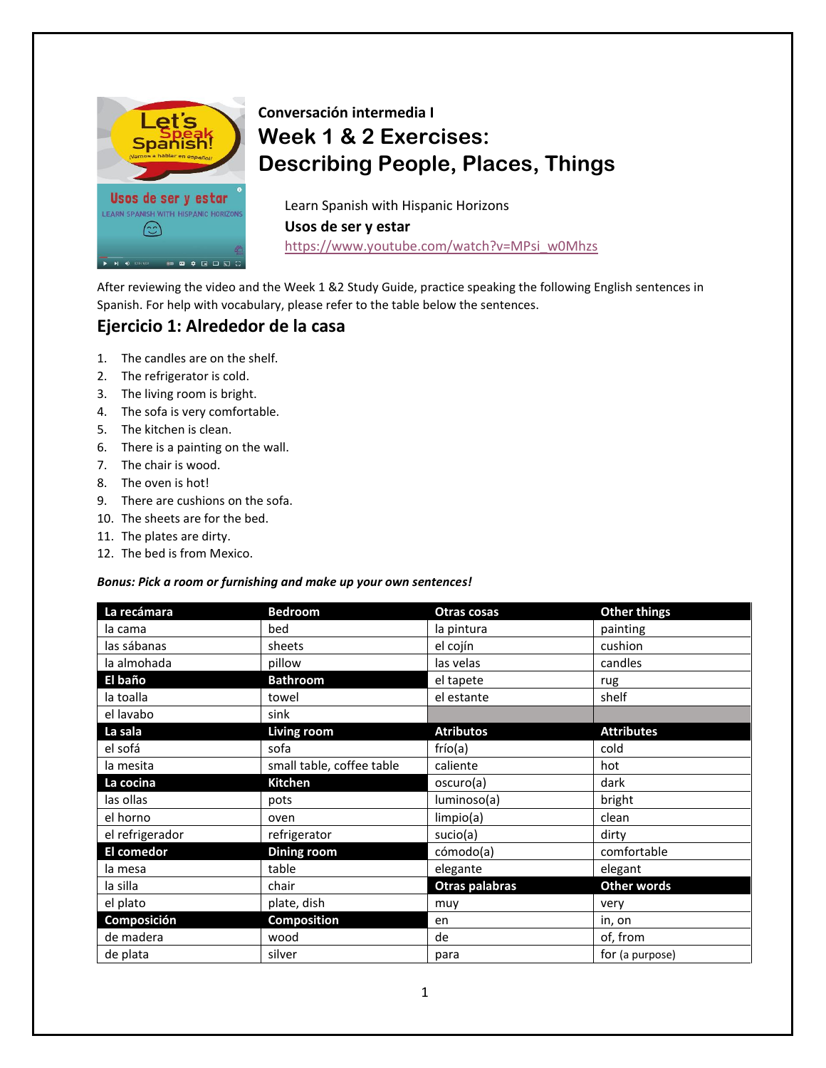**Conversación intermedia I**

# Week 1 & 2 Exercises: Describing People, Places, Things

Learn Spanish with Hispanic Horizons

**Usos de ser y estar**

https://www.youtube.com/watch?v=MPsi_w0Mhzs

After reviewing the video and the Week 1 &2 Study Guide, practice speaking the following English sentences in Spanish. For help with vocabulary, please refer to the table below the sentences.

## Ejercicio 1: Alrededor de la casa

1. The candles are on the shelf.
2. The refrigerator is cold.
3. The living room is bright.
4. The sofa is very comfortable.
5. The kitchen is clean.
6. There is a painting on the wall.
7. The chair is wood.
8. The oven is hot!
9. There are cushions on the sofa.
10. The sheets are for the bed.
11. The plates are dirty.
12. The bed is from Mexico.

***Bonus: Pick a room or furnishing and make up your own sentences!***

| **La recámara** | **Bedroom** | **Otras cosas** | **Other things** |
|---|---|---|---|
| la cama | bed | la pintura | painting |
| las sábanas | sheets | el cojín | cushion |
| la almohada | pillow | las velas | candles |
| **El baño** | **Bathroom** | el tapete | rug |
| la toalla | towel | el estante | shelf |
| el lavabo | sink | | |
| **La sala** | **Living room** | **Atributos** | **Attributes** |
| el sofá | sofa | frío(a) | cold |
| la mesita | small table, coffee table | caliente | hot |
| **La cocina** | **Kitchen** | oscuro(a) | dark |
| las ollas | pots | luminoso(a) | bright |
| el horno | oven | limpio(a) | clean |
| el refrigerador | refrigerator | sucio(a) | dirty |
| **El comedor** | **Dining room** | cómodo(a) | comfortable |
| la mesa | table | elegante | elegant |
| la silla | chair | **Otras palabras** | **Other words** |
| el plato | plate, dish | muy | very |
| **Composición** | **Composition** | en | in, on |
| de madera | wood | de | of, from |
| de plata | silver | para | for (a purpose) |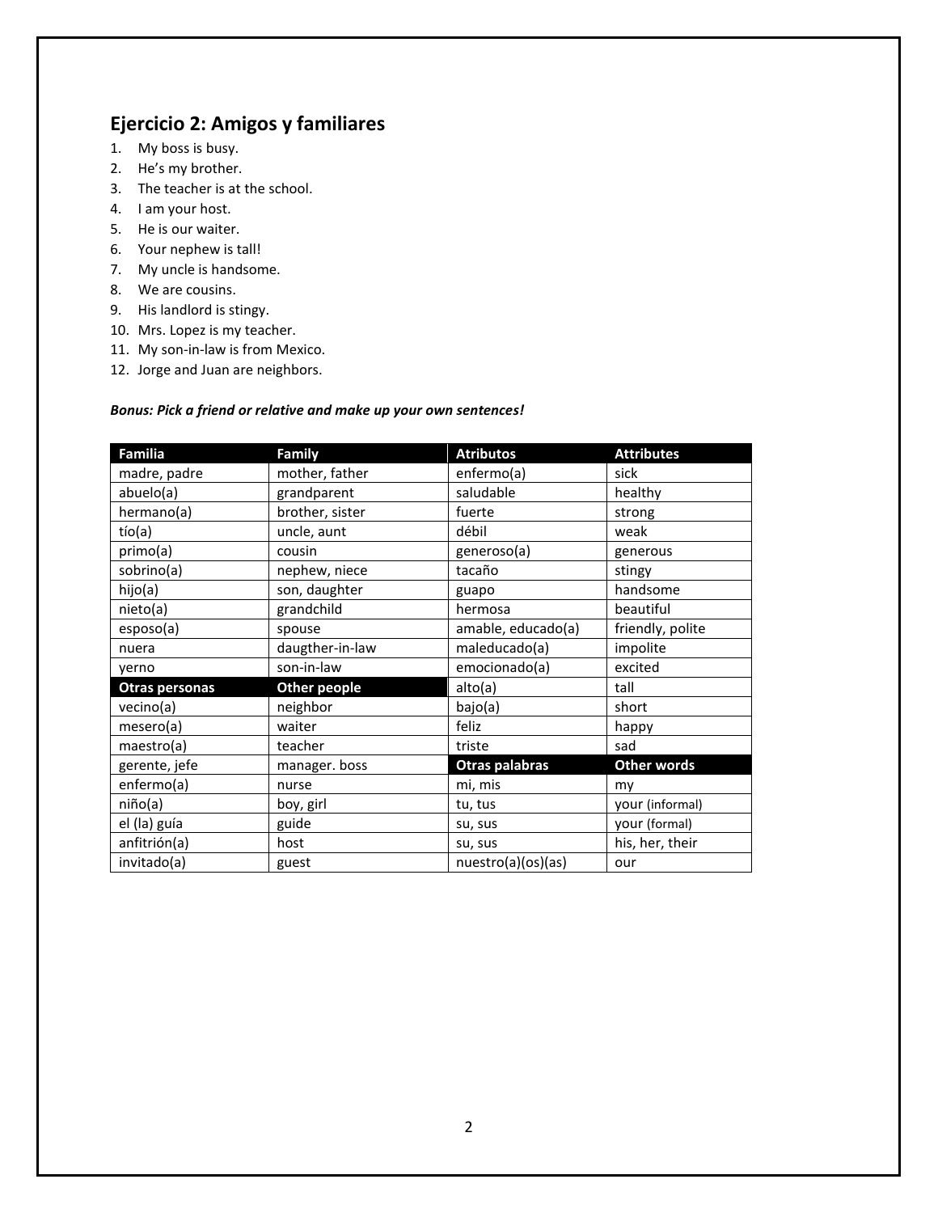## Ejercicio 2: Amigos y familiares

1. My boss is busy.
2. He's my brother.
3. The teacher is at the school.
4. I am your host.
5. He is our waiter.
6. Your nephew is tall!
7. My uncle is handsome.
8. We are cousins.
9. His landlord is stingy.
10. Mrs. Lopez is my teacher.
11. My son-in-law is from Mexico.
12. Jorge and Juan are neighbors.

***Bonus: Pick a friend or relative and make up your own sentences!***

| Familia | Family | Atributos | Attributes |
|---|---|---|---|
| madre, padre | mother, father | enfermo(a) | sick |
| abuelo(a) | grandparent | saludable | healthy |
| hermano(a) | brother, sister | fuerte | strong |
| tío(a) | uncle, aunt | débil | weak |
| primo(a) | cousin | generoso(a) | generous |
| sobrino(a) | nephew, niece | tacaño | stingy |
| hijo(a) | son, daughter | guapo | handsome |
| nieto(a) | grandchild | hermosa | beautiful |
| esposo(a) | spouse | amable, educado(a) | friendly, polite |
| nuera | daugther-in-law | maleducado(a) | impolite |
| yerno | son-in-law | emocionado(a) | excited |
| **Otras personas** | **Other people** | alto(a) | tall |
| vecino(a) | neighbor | bajo(a) | short |
| mesero(a) | waiter | feliz | happy |
| maestro(a) | teacher | triste | sad |
| gerente, jefe | manager. boss | **Otras palabras** | **Other words** |
| enfermo(a) | nurse | mi, mis | my |
| niño(a) | boy, girl | tu, tus | your (informal) |
| el (la) guía | guide | su, sus | your (formal) |
| anfitrión(a) | host | su, sus | his, her, their |
| invitado(a) | guest | nuestro(a)(os)(as) | our |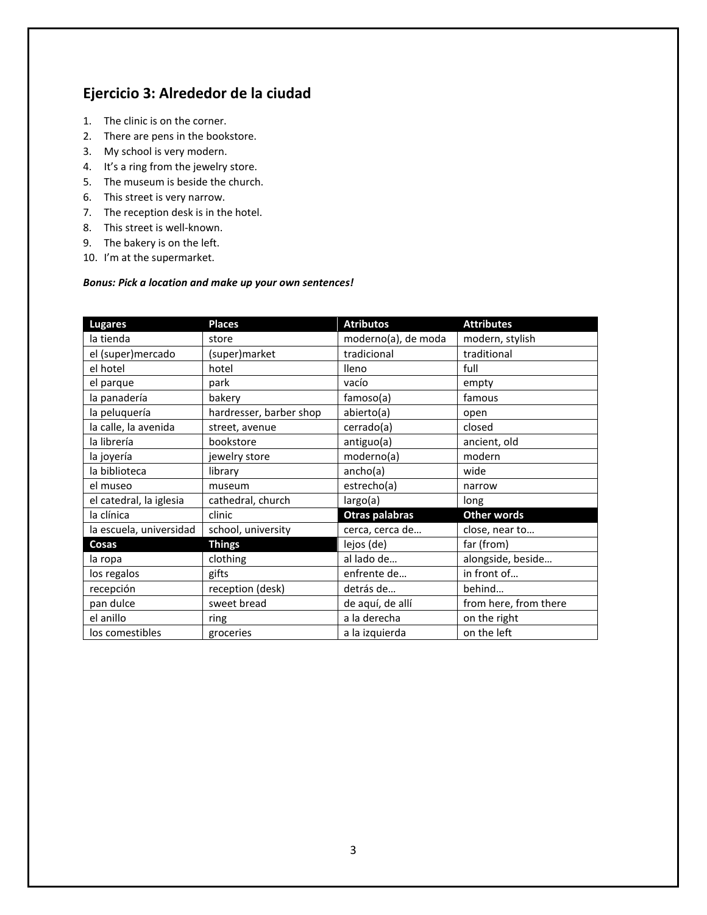## Ejercicio 3: Alrededor de la ciudad

1. The clinic is on the corner.
2. There are pens in the bookstore.
3. My school is very modern.
4. It's a ring from the jewelry store.
5. The museum is beside the church.
6. This street is very narrow.
7. The reception desk is in the hotel.
8. This street is well-known.
9. The bakery is on the left.
10. I'm at the supermarket.

***Bonus: Pick a location and make up your own sentences!***

| Lugares | Places | Atributos | Attributes |
|---|---|---|---|
| la tienda | store | moderno(a), de moda | modern, stylish |
| el (super)mercado | (super)market | tradicional | traditional |
| el hotel | hotel | lleno | full |
| el parque | park | vacío | empty |
| la panadería | bakery | famoso(a) | famous |
| la peluquería | hardresser, barber shop | abierto(a) | open |
| la calle, la avenida | street, avenue | cerrado(a) | closed |
| la librería | bookstore | antiguo(a) | ancient, old |
| la joyería | jewelry store | moderno(a) | modern |
| la biblioteca | library | ancho(a) | wide |
| el museo | museum | estrecho(a) | narrow |
| el catedral, la iglesia | cathedral, church | largo(a) | long |
| la clínica | clinic | **Otras palabras** | **Other words** |
| la escuela, universidad | school, university | cerca, cerca de… | close, near to… |
| **Cosas** | **Things** | lejos (de) | far (from) |
| la ropa | clothing | al lado de… | alongside, beside… |
| los regalos | gifts | enfrente de… | in front of… |
| recepción | reception (desk) | detrás de… | behind… |
| pan dulce | sweet bread | de aquí, de allí | from here, from there |
| el anillo | ring | a la derecha | on the right |
| los comestibles | groceries | a la izquierda | on the left |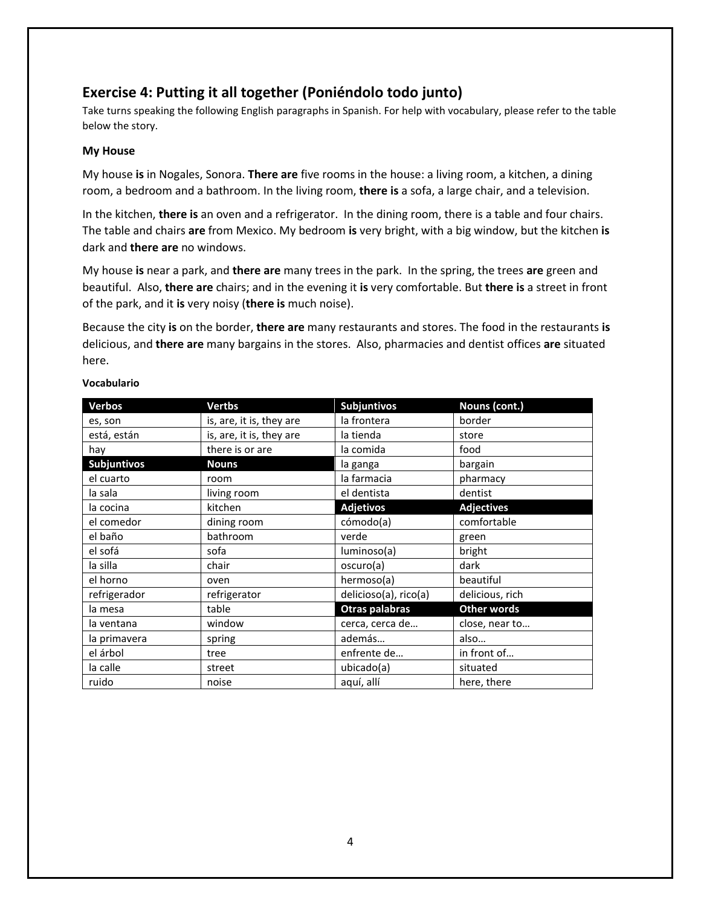## Exercise 4: Putting it all together (Poniéndolo todo junto)

Take turns speaking the following English paragraphs in Spanish. For help with vocabulary, please refer to the table below the story.

**My House**

My house **is** in Nogales, Sonora. **There are** five rooms in the house: a living room, a kitchen, a dining room, a bedroom and a bathroom. In the living room, **there is** a sofa, a large chair, and a television.

In the kitchen, **there is** an oven and a refrigerator. In the dining room, there is a table and four chairs. The table and chairs **are** from Mexico. My bedroom **is** very bright, with a big window, but the kitchen **is** dark and **there are** no windows.

My house **is** near a park, and **there are** many trees in the park. In the spring, the trees **are** green and beautiful. Also, **there are** chairs; and in the evening it **is** very comfortable. But **there is** a street in front of the park, and it **is** very noisy (**there is** much noise).

Because the city **is** on the border, **there are** many restaurants and stores. The food in the restaurants **is** delicious, and **there are** many bargains in the stores. Also, pharmacies and dentist offices **are** situated here.

**Vocabulario**

| Verbos | Verbs | Subjuntivos | Nouns (cont.) |
|---|---|---|---|
| es, son | is, are, it is, they are | la frontera | border |
| está, están | is, are, it is, they are | la tienda | store |
| hay | there is or are | la comida | food |
| **Subjuntivos** | **Nouns** | la ganga | bargain |
| el cuarto | room | la farmacia | pharmacy |
| la sala | living room | el dentista | dentist |
| la cocina | kitchen | **Adjetivos** | **Adjectives** |
| el comedor | dining room | cómodo(a) | comfortable |
| el baño | bathroom | verde | green |
| el sofá | sofa | luminoso(a) | bright |
| la silla | chair | oscuro(a) | dark |
| el horno | oven | hermoso(a) | beautiful |
| refrigerador | refrigerator | delicioso(a), rico(a) | delicious, rich |
| la mesa | table | **Otras palabras** | **Other words** |
| la ventana | window | cerca, cerca de… | close, near to… |
| la primavera | spring | además… | also… |
| el árbol | tree | enfrente de… | in front of… |
| la calle | street | ubicado(a) | situated |
| ruido | noise | aquí, allí | here, there |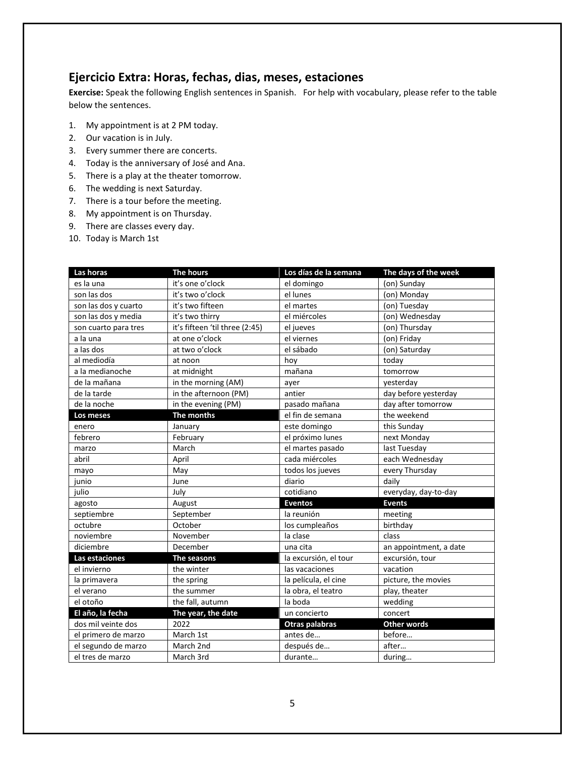## Ejercicio Extra: Horas, fechas, dias, meses, estaciones

**Exercise:** Speak the following English sentences in Spanish. For help with vocabulary, please refer to the table below the sentences.

1. My appointment is at 2 PM today.
2. Our vacation is in July.
3. Every summer there are concerts.
4. Today is the anniversary of José and Ana.
5. There is a play at the theater tomorrow.
6. The wedding is next Saturday.
7. There is a tour before the meeting.
8. My appointment is on Thursday.
9. There are classes every day.
10. Today is March 1st

| **Las horas** | **The hours** | **Los días de la semana** | **The days of the week** |
|---|---|---|---|
| es la una | it's one o'clock | el domingo | (on) Sunday |
| son las dos | it's two o'clock | el lunes | (on) Monday |
| son las dos y cuarto | it's two fifteen | el martes | (on) Tuesday |
| son las dos y media | it's two thirry | el miércoles | (on) Wednesday |
| son cuarto para tres | it's fifteen 'til three (2:45) | el jueves | (on) Thursday |
| a la una | at one o'clock | el viernes | (on) Friday |
| a las dos | at two o'clock | el sábado | (on) Saturday |
| al mediodía | at noon | hoy | today |
| a la medianoche | at midnight | mañana | tomorrow |
| de la mañana | in the morning (AM) | ayer | yesterday |
| de la tarde | in the afternoon (PM) | antier | day before yesterday |
| de la noche | in the evening (PM) | pasado mañana | day after tomorrow |
| **Los meses** | **The months** | el fin de semana | the weekend |
| enero | January | este domingo | this Sunday |
| febrero | February | el próximo lunes | next Monday |
| marzo | March | el martes pasado | last Tuesday |
| abril | April | cada miércoles | each Wednesday |
| mayo | May | todos los jueves | every Thursday |
| junio | June | diario | daily |
| julio | July | cotidiano | everyday, day-to-day |
| agosto | August | **Eventos** | **Events** |
| septiembre | September | la reunión | meeting |
| octubre | October | los cumpleaños | birthday |
| noviembre | November | la clase | class |
| diciembre | December | una cita | an appointment, a date |
| **Las estaciones** | **The seasons** | la excursión, el tour | excursión, tour |
| el invierno | the winter | las vacaciones | vacation |
| la primavera | the spring | la película, el cine | picture, the movies |
| el verano | the summer | la obra, el teatro | play, theater |
| el otoño | the fall, autumn | la boda | wedding |
| **El año, la fecha** | **The year, the date** | un concierto | concert |
| dos mil veinte dos | 2022 | **Otras palabras** | **Other words** |
| el primero de marzo | March 1st | antes de… | before… |
| el segundo de marzo | March 2nd | después de… | after… |
| el tres de marzo | March 3rd | durante… | during… |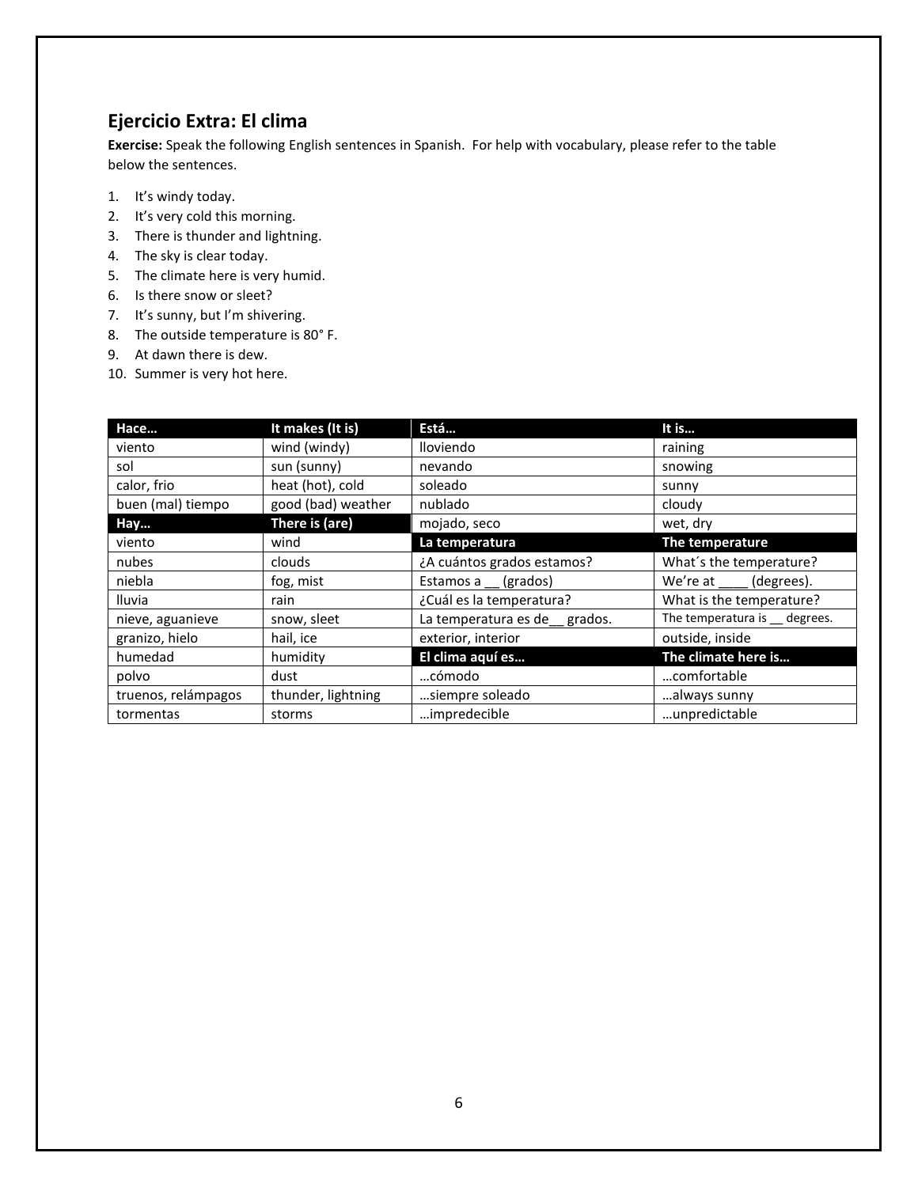## Ejercicio Extra: El clima

**Exercise:** Speak the following English sentences in Spanish. For help with vocabulary, please refer to the table below the sentences.

1. It's windy today.
2. It's very cold this morning.
3. There is thunder and lightning.
4. The sky is clear today.
5. The climate here is very humid.
6. Is there snow or sleet?
7. It's sunny, but I'm shivering.
8. The outside temperature is 80° F.
9. At dawn there is dew.
10. Summer is very hot here.

| **Hace…** | **It makes (It is)** | **Está…** | **It is…** |
|---|---|---|---|
| viento | wind (windy) | lloviendo | raining |
| sol | sun (sunny) | nevando | snowing |
| calor, frio | heat (hot), cold | soleado | sunny |
| buen (mal) tiempo | good (bad) weather | nublado | cloudy |
| **Hay…** | **There is (are)** | mojado, seco | wet, dry |
| viento | wind | **La temperatura** | **The temperature** |
| nubes | clouds | ¿A cuántos grados estamos? | What´s the temperature? |
| niebla | fog, mist | Estamos a __ (grados) | We're at ____ (degrees). |
| lluvia | rain | ¿Cuál es la temperatura? | What is the temperature? |
| nieve, aguanieve | snow, sleet | La temperatura es de__ grados. | The temperatura is __ degrees. |
| granizo, hielo | hail, ice | exterior, interior | outside, inside |
| humedad | humidity | **El clima aquí es…** | **The climate here is…** |
| polvo | dust | …cómodo | …comfortable |
| truenos, relámpagos | thunder, lightning | …siempre soleado | …always sunny |
| tormentas | storms | …impredecible | …unpredictable |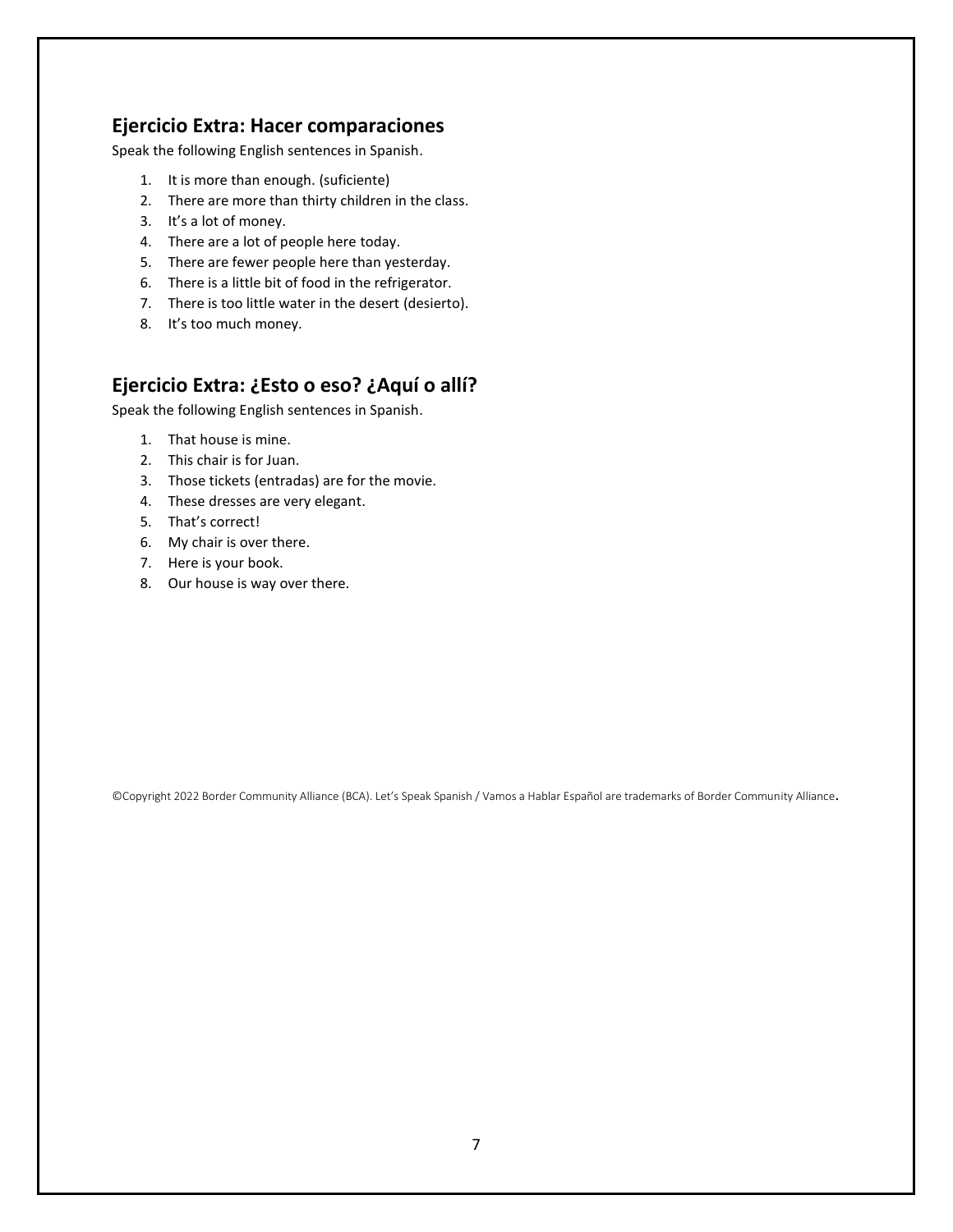## Ejercicio Extra: Hacer comparaciones

Speak the following English sentences in Spanish.

1. It is more than enough. (suficiente)
2. There are more than thirty children in the class.
3. It's a lot of money.
4. There are a lot of people here today.
5. There are fewer people here than yesterday.
6. There is a little bit of food in the refrigerator.
7. There is too little water in the desert (desierto).
8. It's too much money.

## Ejercicio Extra: ¿Esto o eso? ¿Aquí o allí?

Speak the following English sentences in Spanish.

1. That house is mine.
2. This chair is for Juan.
3. Those tickets (entradas) are for the movie.
4. These dresses are very elegant.
5. That's correct!
6. My chair is over there.
7. Here is your book.
8. Our house is way over there.

©Copyright 2022 Border Community Alliance (BCA). Let's Speak Spanish / Vamos a Hablar Español are trademarks of Border Community Alliance.